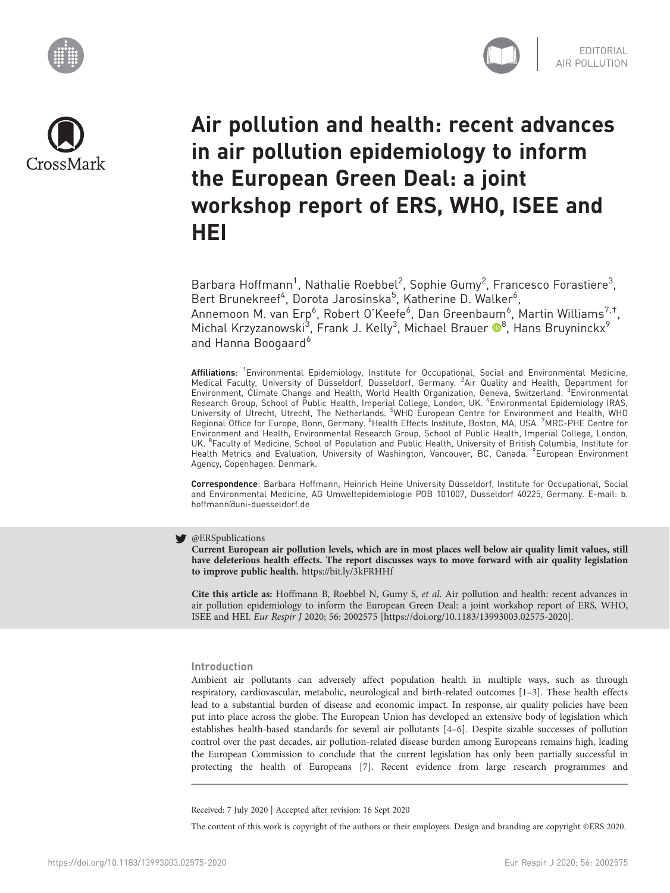EDITORIAL
AIR POLLUTION

# Air pollution and health: recent advances in air pollution epidemiology to inform the European Green Deal: a joint workshop report of ERS, WHO, ISEE and HEI

Barbara Hoffmann[1], Nathalie Roebbel[2], Sophie Gumy[2], Francesco Forastiere[3], Bert Brunekreef[4], Dorota Jarosinska[5], Katherine D. Walker[6], Annemoon M. van Erp[6], Robert O'Keefe[6], Dan Greenbaum[6], Martin Williams[7,†], Michal Krzyzanowski[3], Frank J. Kelly[3], Michael Brauer[8], Hans Bruyninckx[9] and Hanna Boogaard[6]

**Affiliations**: [1]Environmental Epidemiology, Institute for Occupational, Social and Environmental Medicine, Medical Faculty, University of Düsseldorf, Dusseldorf, Germany. [2]Air Quality and Health, Department for Environment, Climate Change and Health, World Health Organization, Geneva, Switzerland. [3]Environmental Research Group, School of Public Health, Imperial College, London, UK. [4]Environmental Epidemiology IRAS, University of Utrecht, Utrecht, The Netherlands. [5]WHO European Centre for Environment and Health, WHO Regional Office for Europe, Bonn, Germany. [6]Health Effects Institute, Boston, MA, USA. [7]MRC-PHE Centre for Environment and Health, Environmental Research Group, School of Public Health, Imperial College, London, UK. [8]Faculty of Medicine, School of Population and Public Health, University of British Columbia, Institute for Health Metrics and Evaluation, University of Washington, Vancouver, BC, Canada. [9]European Environment Agency, Copenhagen, Denmark.

**Correspondence**: Barbara Hoffmann, Heinrich Heine University Düsseldorf, Institute for Occupational, Social and Environmental Medicine, AG Umweltepidemiologie POB 101007, Dusseldorf 40225, Germany. E-mail: b.hoffmann@uni-duesseldorf.de

@ERSpublications
**Current European air pollution levels, which are in most places well below air quality limit values, still have deleterious health effects. The report discusses ways to move forward with air quality legislation to improve public health.** https://bit.ly/3kFRHHf

**Cite this article as:** Hoffmann B, Roebbel N, Gumy S, *et al.* Air pollution and health: recent advances in air pollution epidemiology to inform the European Green Deal: a joint workshop report of ERS, WHO, ISEE and HEI. *Eur Respir J* 2020; 56: 2002575 [https://doi.org/10.1183/13993003.02575-2020].

## Introduction

Ambient air pollutants can adversely affect population health in multiple ways, such as through respiratory, cardiovascular, metabolic, neurological and birth-related outcomes [1–3]. These health effects lead to a substantial burden of disease and economic impact. In response, air quality policies have been put into place across the globe. The European Union has developed an extensive body of legislation which establishes health-based standards for several air pollutants [4–6]. Despite sizable successes of pollution control over the past decades, air pollution-related disease burden among Europeans remains high, leading the European Commission to conclude that the current legislation has only been partially successful in protecting the health of Europeans [7]. Recent evidence from large research programmes and

Received: 7 July 2020 | Accepted after revision: 16 Sept 2020

The content of this work is copyright of the authors or their employers. Design and branding are copyright ©ERS 2020.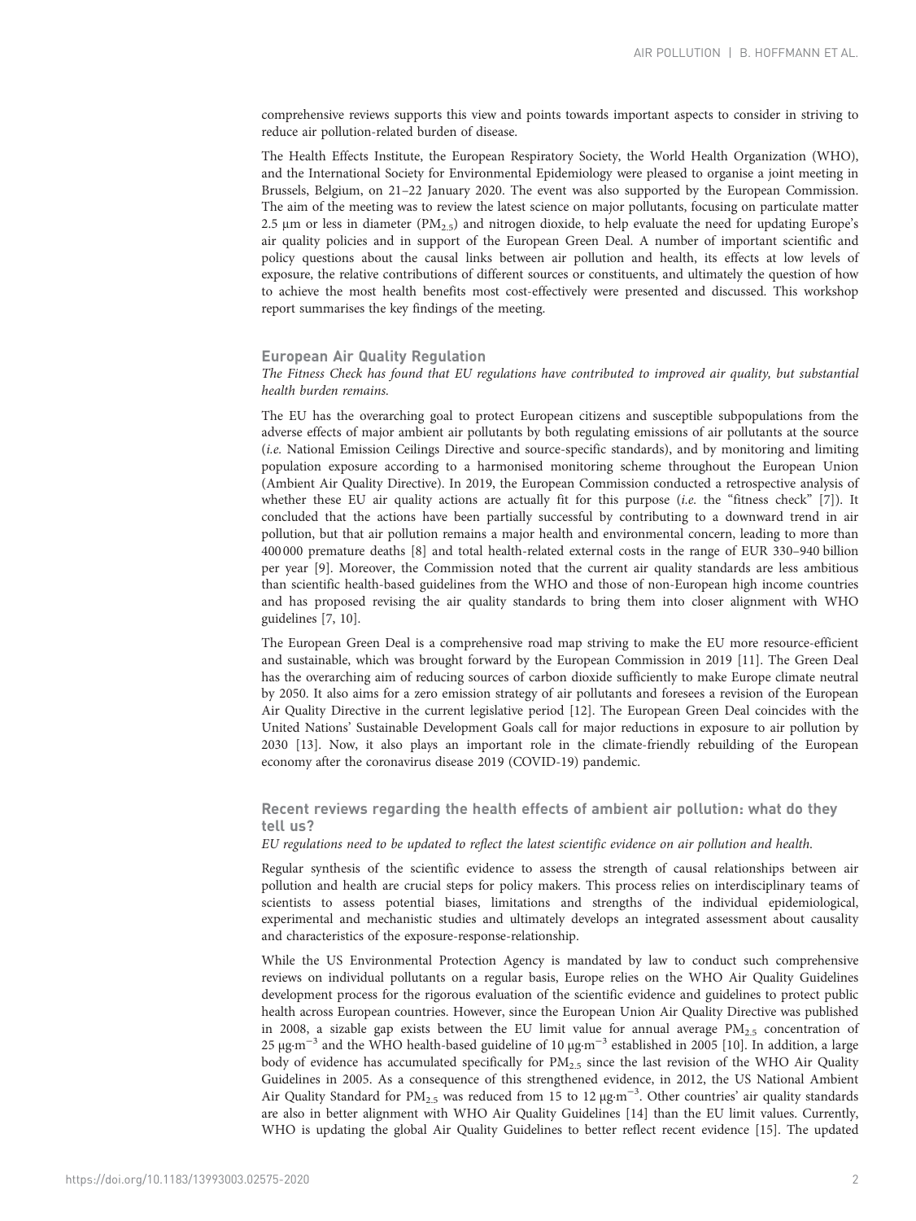comprehensive reviews supports this view and points towards important aspects to consider in striving to reduce air pollution-related burden of disease.

The Health Effects Institute, the European Respiratory Society, the World Health Organization (WHO), and the International Society for Environmental Epidemiology were pleased to organise a joint meeting in Brussels, Belgium, on 21–22 January 2020. The event was also supported by the European Commission. The aim of the meeting was to review the latest science on major pollutants, focusing on particulate matter 2.5 µm or less in diameter ($PM_{2.5}$) and nitrogen dioxide, to help evaluate the need for updating Europe's air quality policies and in support of the European Green Deal. A number of important scientific and policy questions about the causal links between air pollution and health, its effects at low levels of exposure, the relative contributions of different sources or constituents, and ultimately the question of how to achieve the most health benefits most cost-effectively were presented and discussed. This workshop report summarises the key findings of the meeting.

## European Air Quality Regulation

*The Fitness Check has found that EU regulations have contributed to improved air quality, but substantial health burden remains.*

The EU has the overarching goal to protect European citizens and susceptible subpopulations from the adverse effects of major ambient air pollutants by both regulating emissions of air pollutants at the source (*i.e.* National Emission Ceilings Directive and source-specific standards), and by monitoring and limiting population exposure according to a harmonised monitoring scheme throughout the European Union (Ambient Air Quality Directive). In 2019, the European Commission conducted a retrospective analysis of whether these EU air quality actions are actually fit for this purpose (*i.e.* the "fitness check" [7]). It concluded that the actions have been partially successful by contributing to a downward trend in air pollution, but that air pollution remains a major health and environmental concern, leading to more than 400 000 premature deaths [8] and total health-related external costs in the range of EUR 330–940 billion per year [9]. Moreover, the Commission noted that the current air quality standards are less ambitious than scientific health-based guidelines from the WHO and those of non-European high income countries and has proposed revising the air quality standards to bring them into closer alignment with WHO guidelines [7, 10].

The European Green Deal is a comprehensive road map striving to make the EU more resource-efficient and sustainable, which was brought forward by the European Commission in 2019 [11]. The Green Deal has the overarching aim of reducing sources of carbon dioxide sufficiently to make Europe climate neutral by 2050. It also aims for a zero emission strategy of air pollutants and foresees a revision of the European Air Quality Directive in the current legislative period [12]. The European Green Deal coincides with the United Nations' Sustainable Development Goals call for major reductions in exposure to air pollution by 2030 [13]. Now, it also plays an important role in the climate-friendly rebuilding of the European economy after the coronavirus disease 2019 (COVID-19) pandemic.

## Recent reviews regarding the health effects of ambient air pollution: what do they tell us?

*EU regulations need to be updated to reflect the latest scientific evidence on air pollution and health.*

Regular synthesis of the scientific evidence to assess the strength of causal relationships between air pollution and health are crucial steps for policy makers. This process relies on interdisciplinary teams of scientists to assess potential biases, limitations and strengths of the individual epidemiological, experimental and mechanistic studies and ultimately develops an integrated assessment about causality and characteristics of the exposure-response-relationship.

While the US Environmental Protection Agency is mandated by law to conduct such comprehensive reviews on individual pollutants on a regular basis, Europe relies on the WHO Air Quality Guidelines development process for the rigorous evaluation of the scientific evidence and guidelines to protect public health across European countries. However, since the European Union Air Quality Directive was published in 2008, a sizable gap exists between the EU limit value for annual average $PM_{2.5}$ concentration of 25 $\mu g \cdot m^{-3}$ and the WHO health-based guideline of 10 $\mu g \cdot m^{-3}$ established in 2005 [10]. In addition, a large body of evidence has accumulated specifically for $PM_{2.5}$ since the last revision of the WHO Air Quality Guidelines in 2005. As a consequence of this strengthened evidence, in 2012, the US National Ambient Air Quality Standard for $PM_{2.5}$ was reduced from 15 to 12 $\mu g \cdot m^{-3}$. Other countries' air quality standards are also in better alignment with WHO Air Quality Guidelines [14] than the EU limit values. Currently, WHO is updating the global Air Quality Guidelines to better reflect recent evidence [15]. The updated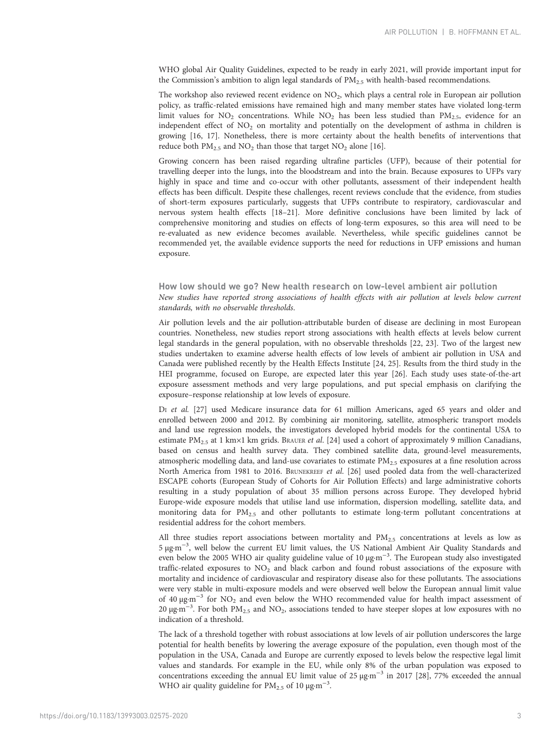WHO global Air Quality Guidelines, expected to be ready in early 2021, will provide important input for the Commission's ambition to align legal standards of $PM_{2.5}$ with health-based recommendations.

The workshop also reviewed recent evidence on $NO_2$, which plays a central role in European air pollution policy, as traffic-related emissions have remained high and many member states have violated long-term limit values for $NO_2$ concentrations. While $NO_2$ has been less studied than $PM_{2.5}$, evidence for an independent effect of $NO_2$ on mortality and potentially on the development of asthma in children is growing [16, 17]. Nonetheless, there is more certainty about the health benefits of interventions that reduce both $PM_{2.5}$ and $NO_2$ than those that target $NO_2$ alone [16].

Growing concern has been raised regarding ultrafine particles (UFP), because of their potential for travelling deeper into the lungs, into the bloodstream and into the brain. Because exposures to UFPs vary highly in space and time and co-occur with other pollutants, assessment of their independent health effects has been difficult. Despite these challenges, recent reviews conclude that the evidence, from studies of short-term exposures particularly, suggests that UFPs contribute to respiratory, cardiovascular and nervous system health effects [18–21]. More definitive conclusions have been limited by lack of comprehensive monitoring and studies on effects of long-term exposures, so this area will need to be re-evaluated as new evidence becomes available. Nevertheless, while specific guidelines cannot be recommended yet, the available evidence supports the need for reductions in UFP emissions and human exposure.

### How low should we go? New health research on low-level ambient air pollution

*New studies have reported strong associations of health effects with air pollution at levels below current standards, with no observable thresholds.*

Air pollution levels and the air pollution-attributable burden of disease are declining in most European countries. Nonetheless, new studies report strong associations with health effects at levels below current legal standards in the general population, with no observable thresholds [22, 23]. Two of the largest new studies undertaken to examine adverse health effects of low levels of ambient air pollution in USA and Canada were published recently by the Health Effects Institute [24, 25]. Results from the third study in the HEI programme, focused on Europe, are expected later this year [26]. Each study uses state-of-the-art exposure assessment methods and very large populations, and put special emphasis on clarifying the exposure–response relationship at low levels of exposure.

Di *et al.* [27] used Medicare insurance data for 61 million Americans, aged 65 years and older and enrolled between 2000 and 2012. By combining air monitoring, satellite, atmospheric transport models and land use regression models, the investigators developed hybrid models for the continental USA to estimate $PM_{2.5}$ at 1 km×1 km grids. Brauer *et al.* [24] used a cohort of approximately 9 million Canadians, based on census and health survey data. They combined satellite data, ground-level measurements, atmospheric modelling data, and land-use covariates to estimate $PM_{2.5}$ exposures at a fine resolution across North America from 1981 to 2016. Brunekreef *et al.* [26] used pooled data from the well-characterized ESCAPE cohorts (European Study of Cohorts for Air Pollution Effects) and large administrative cohorts resulting in a study population of about 35 million persons across Europe. They developed hybrid Europe-wide exposure models that utilise land use information, dispersion modelling, satellite data, and monitoring data for $PM_{2.5}$ and other pollutants to estimate long-term pollutant concentrations at residential address for the cohort members.

All three studies report associations between mortality and $PM_{2.5}$ concentrations at levels as low as 5 $\mu g \cdot m^{-3}$, well below the current EU limit values, the US National Ambient Air Quality Standards and even below the 2005 WHO air quality guideline value of 10 $\mu g \cdot m^{-3}$. The European study also investigated traffic-related exposures to $NO_2$ and black carbon and found robust associations of the exposure with mortality and incidence of cardiovascular and respiratory disease also for these pollutants. The associations were very stable in multi-exposure models and were observed well below the European annual limit value of 40 $\mu g \cdot m^{-3}$ for $NO_2$ and even below the WHO recommended value for health impact assessment of 20 $\mu g \cdot m^{-3}$. For both $PM_{2.5}$ and $NO_2$, associations tended to have steeper slopes at low exposures with no indication of a threshold.

The lack of a threshold together with robust associations at low levels of air pollution underscores the large potential for health benefits by lowering the average exposure of the population, even though most of the population in the USA, Canada and Europe are currently exposed to levels below the respective legal limit values and standards. For example in the EU, while only 8% of the urban population was exposed to concentrations exceeding the annual EU limit value of 25 $\mu g \cdot m^{-3}$ in 2017 [28], 77% exceeded the annual WHO air quality guideline for $PM_{2.5}$ of 10 $\mu g \cdot m^{-3}$.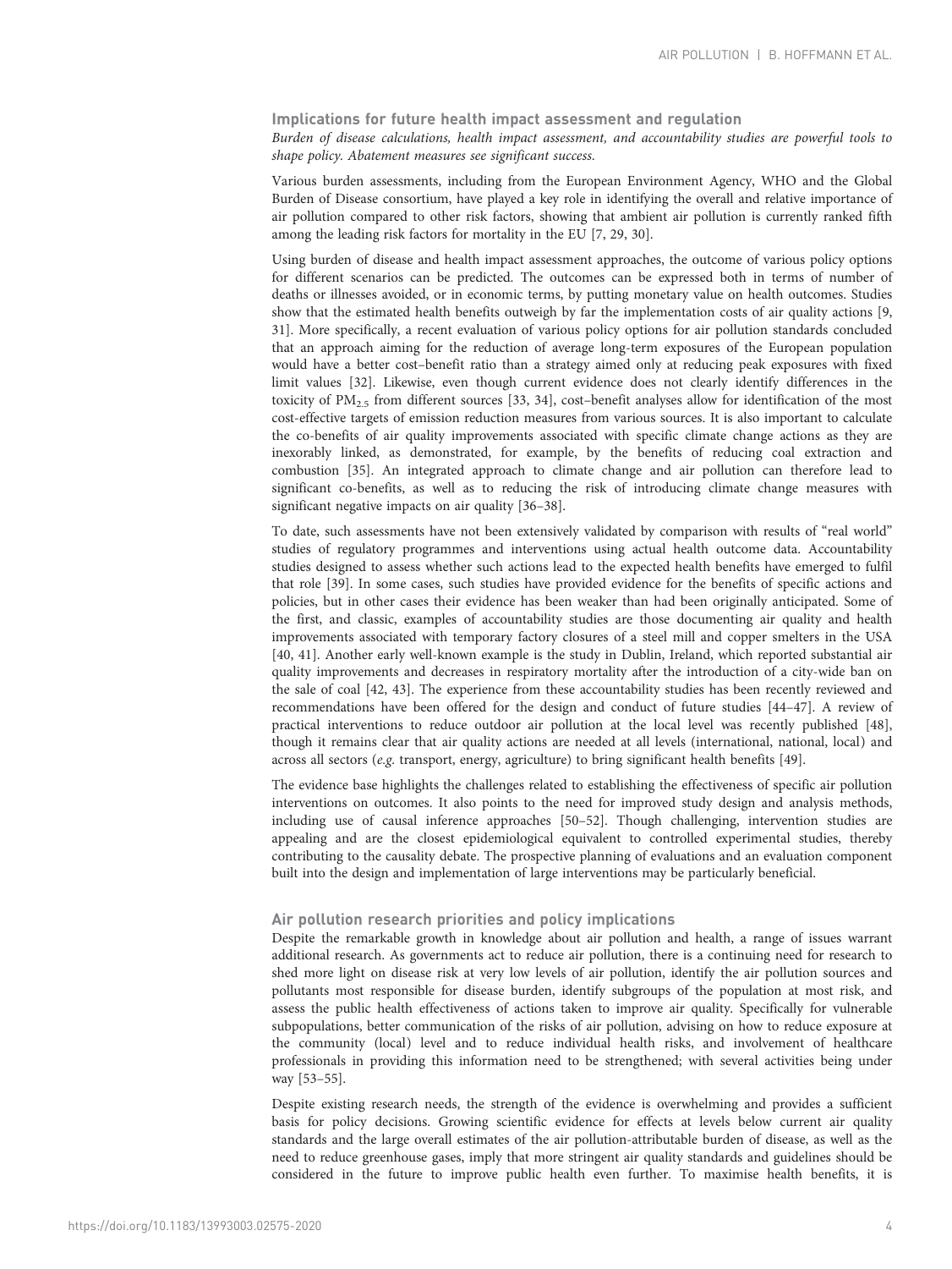## Implications for future health impact assessment and regulation

*Burden of disease calculations, health impact assessment, and accountability studies are powerful tools to shape policy. Abatement measures see significant success.*

Various burden assessments, including from the European Environment Agency, WHO and the Global Burden of Disease consortium, have played a key role in identifying the overall and relative importance of air pollution compared to other risk factors, showing that ambient air pollution is currently ranked fifth among the leading risk factors for mortality in the EU [7, 29, 30].

Using burden of disease and health impact assessment approaches, the outcome of various policy options for different scenarios can be predicted. The outcomes can be expressed both in terms of number of deaths or illnesses avoided, or in economic terms, by putting monetary value on health outcomes. Studies show that the estimated health benefits outweigh by far the implementation costs of air quality actions [9, 31]. More specifically, a recent evaluation of various policy options for air pollution standards concluded that an approach aiming for the reduction of average long-term exposures of the European population would have a better cost–benefit ratio than a strategy aimed only at reducing peak exposures with fixed limit values [32]. Likewise, even though current evidence does not clearly identify differences in the toxicity of $PM_{2.5}$ from different sources [33, 34], cost–benefit analyses allow for identification of the most cost-effective targets of emission reduction measures from various sources. It is also important to calculate the co-benefits of air quality improvements associated with specific climate change actions as they are inexorably linked, as demonstrated, for example, by the benefits of reducing coal extraction and combustion [35]. An integrated approach to climate change and air pollution can therefore lead to significant co-benefits, as well as to reducing the risk of introducing climate change measures with significant negative impacts on air quality [36–38].

To date, such assessments have not been extensively validated by comparison with results of "real world" studies of regulatory programmes and interventions using actual health outcome data. Accountability studies designed to assess whether such actions lead to the expected health benefits have emerged to fulfil that role [39]. In some cases, such studies have provided evidence for the benefits of specific actions and policies, but in other cases their evidence has been weaker than had been originally anticipated. Some of the first, and classic, examples of accountability studies are those documenting air quality and health improvements associated with temporary factory closures of a steel mill and copper smelters in the USA [40, 41]. Another early well-known example is the study in Dublin, Ireland, which reported substantial air quality improvements and decreases in respiratory mortality after the introduction of a city-wide ban on the sale of coal [42, 43]. The experience from these accountability studies has been recently reviewed and recommendations have been offered for the design and conduct of future studies [44–47]. A review of practical interventions to reduce outdoor air pollution at the local level was recently published [48], though it remains clear that air quality actions are needed at all levels (international, national, local) and across all sectors (*e.g.* transport, energy, agriculture) to bring significant health benefits [49].

The evidence base highlights the challenges related to establishing the effectiveness of specific air pollution interventions on outcomes. It also points to the need for improved study design and analysis methods, including use of causal inference approaches [50–52]. Though challenging, intervention studies are appealing and are the closest epidemiological equivalent to controlled experimental studies, thereby contributing to the causality debate. The prospective planning of evaluations and an evaluation component built into the design and implementation of large interventions may be particularly beneficial.

## Air pollution research priorities and policy implications

Despite the remarkable growth in knowledge about air pollution and health, a range of issues warrant additional research. As governments act to reduce air pollution, there is a continuing need for research to shed more light on disease risk at very low levels of air pollution, identify the air pollution sources and pollutants most responsible for disease burden, identify subgroups of the population at most risk, and assess the public health effectiveness of actions taken to improve air quality. Specifically for vulnerable subpopulations, better communication of the risks of air pollution, advising on how to reduce exposure at the community (local) level and to reduce individual health risks, and involvement of healthcare professionals in providing this information need to be strengthened; with several activities being under way [53–55].

Despite existing research needs, the strength of the evidence is overwhelming and provides a sufficient basis for policy decisions. Growing scientific evidence for effects at levels below current air quality standards and the large overall estimates of the air pollution-attributable burden of disease, as well as the need to reduce greenhouse gases, imply that more stringent air quality standards and guidelines should be considered in the future to improve public health even further. To maximise health benefits, it is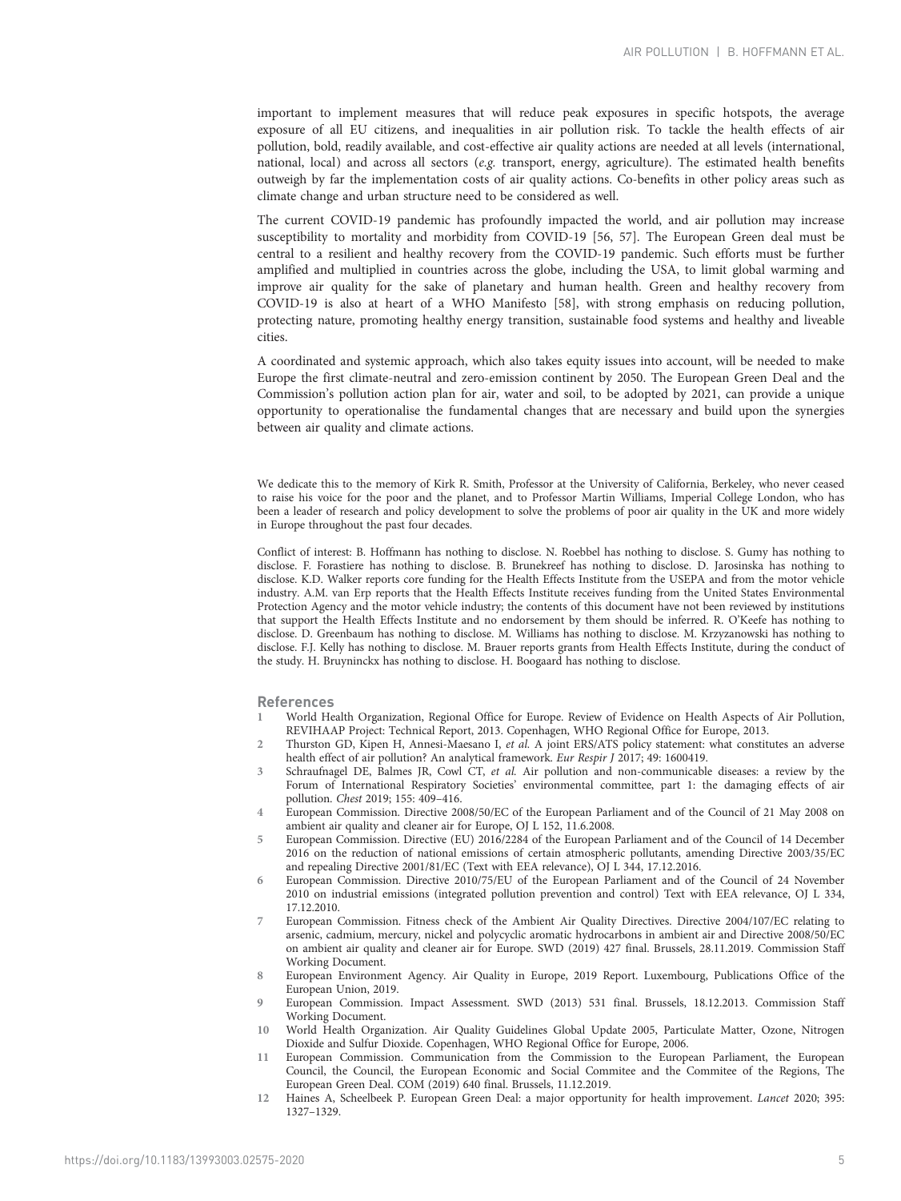important to implement measures that will reduce peak exposures in specific hotspots, the average exposure of all EU citizens, and inequalities in air pollution risk. To tackle the health effects of air pollution, bold, readily available, and cost-effective air quality actions are needed at all levels (international, national, local) and across all sectors (*e.g.* transport, energy, agriculture). The estimated health benefits outweigh by far the implementation costs of air quality actions. Co-benefits in other policy areas such as climate change and urban structure need to be considered as well.

The current COVID-19 pandemic has profoundly impacted the world, and air pollution may increase susceptibility to mortality and morbidity from COVID-19 [56, 57]. The European Green deal must be central to a resilient and healthy recovery from the COVID-19 pandemic. Such efforts must be further amplified and multiplied in countries across the globe, including the USA, to limit global warming and improve air quality for the sake of planetary and human health. Green and healthy recovery from COVID-19 is also at heart of a WHO Manifesto [58], with strong emphasis on reducing pollution, protecting nature, promoting healthy energy transition, sustainable food systems and healthy and liveable cities.

A coordinated and systemic approach, which also takes equity issues into account, will be needed to make Europe the first climate-neutral and zero-emission continent by 2050. The European Green Deal and the Commission's pollution action plan for air, water and soil, to be adopted by 2021, can provide a unique opportunity to operationalise the fundamental changes that are necessary and build upon the synergies between air quality and climate actions.

We dedicate this to the memory of Kirk R. Smith, Professor at the University of California, Berkeley, who never ceased to raise his voice for the poor and the planet, and to Professor Martin Williams, Imperial College London, who has been a leader of research and policy development to solve the problems of poor air quality in the UK and more widely in Europe throughout the past four decades.

Conflict of interest: B. Hoffmann has nothing to disclose. N. Roebbel has nothing to disclose. S. Gumy has nothing to disclose. F. Forastiere has nothing to disclose. B. Brunekreef has nothing to disclose. D. Jarosinska has nothing to disclose. K.D. Walker reports core funding for the Health Effects Institute from the USEPA and from the motor vehicle industry. A.M. van Erp reports that the Health Effects Institute receives funding from the United States Environmental Protection Agency and the motor vehicle industry; the contents of this document have not been reviewed by institutions that support the Health Effects Institute and no endorsement by them should be inferred. R. O'Keefe has nothing to disclose. D. Greenbaum has nothing to disclose. M. Williams has nothing to disclose. M. Krzyzanowski has nothing to disclose. F.J. Kelly has nothing to disclose. M. Brauer reports grants from Health Effects Institute, during the conduct of the study. H. Bruyninckx has nothing to disclose. H. Boogaard has nothing to disclose.

## References

1. World Health Organization, Regional Office for Europe. Review of Evidence on Health Aspects of Air Pollution, REVIHAAP Project: Technical Report, 2013. Copenhagen, WHO Regional Office for Europe, 2013.
2. Thurston GD, Kipen H, Annesi-Maesano I, *et al.* A joint ERS/ATS policy statement: what constitutes an adverse health effect of air pollution? An analytical framework. *Eur Respir J* 2017; 49: 1600419.
3. Schraufnagel DE, Balmes JR, Cowl CT, *et al.* Air pollution and non-communicable diseases: a review by the Forum of International Respiratory Societies' environmental committee, part 1: the damaging effects of air pollution. *Chest* 2019; 155: 409–416.
4. European Commission. Directive 2008/50/EC of the European Parliament and of the Council of 21 May 2008 on ambient air quality and cleaner air for Europe, OJ L 152, 11.6.2008.
5. European Commission. Directive (EU) 2016/2284 of the European Parliament and of the Council of 14 December 2016 on the reduction of national emissions of certain atmospheric pollutants, amending Directive 2003/35/EC and repealing Directive 2001/81/EC (Text with EEA relevance), OJ L 344, 17.12.2016.
6. European Commission. Directive 2010/75/EU of the European Parliament and of the Council of 24 November 2010 on industrial emissions (integrated pollution prevention and control) Text with EEA relevance, OJ L 334, 17.12.2010.
7. European Commission. Fitness check of the Ambient Air Quality Directives. Directive 2004/107/EC relating to arsenic, cadmium, mercury, nickel and polycyclic aromatic hydrocarbons in ambient air and Directive 2008/50/EC on ambient air quality and cleaner air for Europe. SWD (2019) 427 final. Brussels, 28.11.2019. Commission Staff Working Document.
8. European Environment Agency. Air Quality in Europe, 2019 Report. Luxembourg, Publications Office of the European Union, 2019.
9. European Commission. Impact Assessment. SWD (2013) 531 final. Brussels, 18.12.2013. Commission Staff Working Document.
10. World Health Organization. Air Quality Guidelines Global Update 2005, Particulate Matter, Ozone, Nitrogen Dioxide and Sulfur Dioxide. Copenhagen, WHO Regional Office for Europe, 2006.
11. European Commission. Communication from the Commission to the European Parliament, the European Council, the Council, the European Economic and Social Commitee and the Commitee of the Regions, The European Green Deal. COM (2019) 640 final. Brussels, 11.12.2019.
12. Haines A, Scheelbeek P. European Green Deal: a major opportunity for health improvement. *Lancet* 2020; 395: 1327–1329.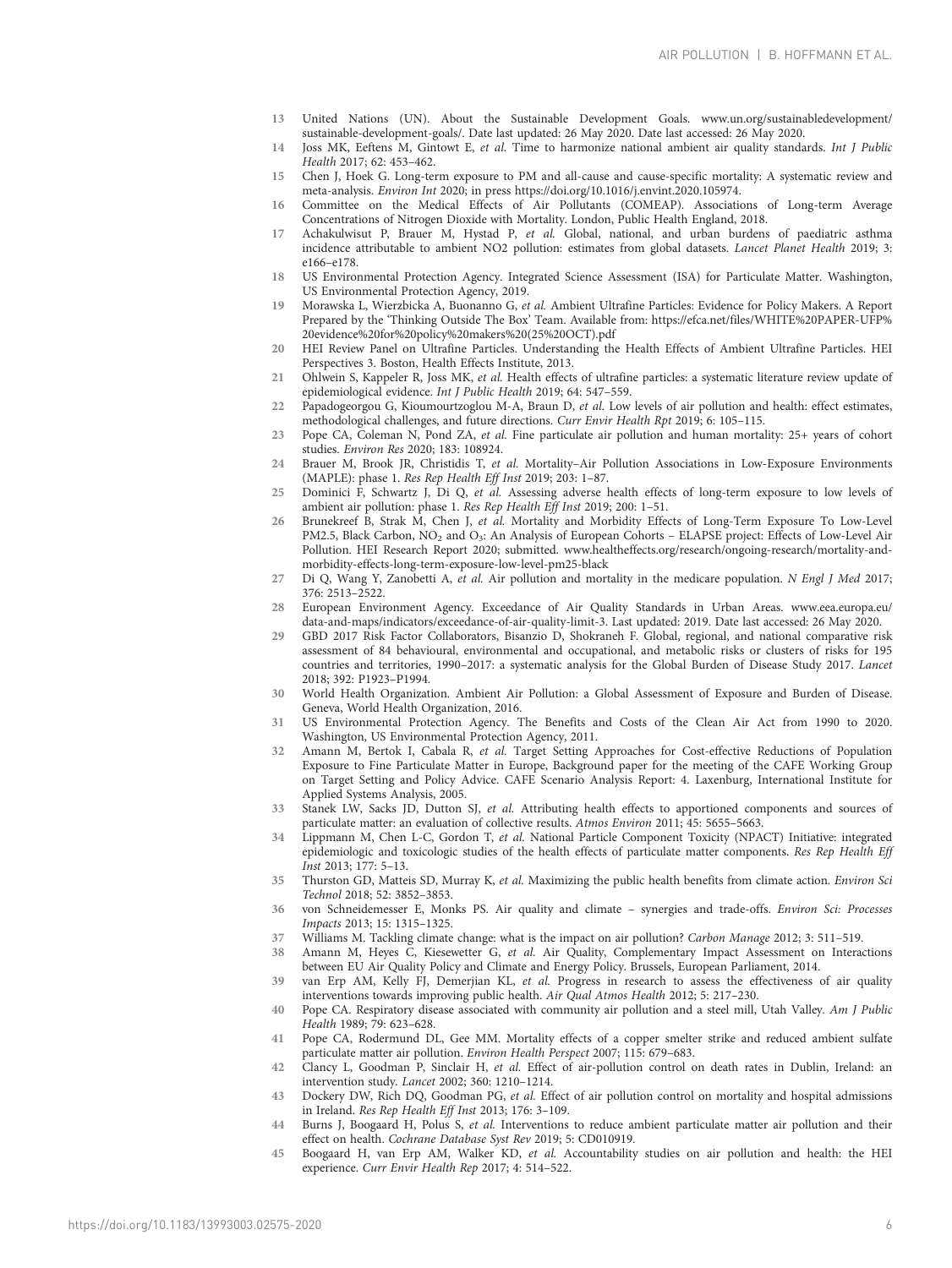13 United Nations (UN). About the Sustainable Development Goals. www.un.org/sustainabledevelopment/sustainable-development-goals/. Date last updated: 26 May 2020. Date last accessed: 26 May 2020.
14 Joss MK, Eeftens M, Gintowt E, *et al.* Time to harmonize national ambient air quality standards. *Int J Public Health* 2017; 62: 453–462.
15 Chen J, Hoek G. Long-term exposure to PM and all-cause and cause-specific mortality: A systematic review and meta-analysis. *Environ Int* 2020; in press https://doi.org/10.1016/j.envint.2020.105974.
16 Committee on the Medical Effects of Air Pollutants (COMEAP). Associations of Long-term Average Concentrations of Nitrogen Dioxide with Mortality. London, Public Health England, 2018.
17 Achakulwisut P, Brauer M, Hystad P, *et al.* Global, national, and urban burdens of paediatric asthma incidence attributable to ambient NO2 pollution: estimates from global datasets. *Lancet Planet Health* 2019; 3: e166–e178.
18 US Environmental Protection Agency. Integrated Science Assessment (ISA) for Particulate Matter. Washington, US Environmental Protection Agency, 2019.
19 Morawska L, Wierzbicka A, Buonanno G, *et al.* Ambient Ultrafine Particles: Evidence for Policy Makers. A Report Prepared by the 'Thinking Outside The Box' Team. Available from: https://efca.net/files/WHITE%20PAPER-UFP%20evidence%20for%20policy%20makers%20(25%20OCT).pdf
20 HEI Review Panel on Ultrafine Particles. Understanding the Health Effects of Ambient Ultrafine Particles. HEI Perspectives 3. Boston, Health Effects Institute, 2013.
21 Ohlwein S, Kappeler R, Joss MK, *et al.* Health effects of ultrafine particles: a systematic literature review update of epidemiological evidence. *Int J Public Health* 2019; 64: 547–559.
22 Papadogeorgou G, Kioumourtzoglou M-A, Braun D, *et al.* Low levels of air pollution and health: effect estimates, methodological challenges, and future directions. *Curr Envir Health Rpt* 2019; 6: 105–115.
23 Pope CA, Coleman N, Pond ZA, *et al.* Fine particulate air pollution and human mortality: 25+ years of cohort studies. *Environ Res* 2020; 183: 108924.
24 Brauer M, Brook JR, Christidis T, *et al.* Mortality–Air Pollution Associations in Low-Exposure Environments (MAPLE): phase 1. *Res Rep Health Eff Inst* 2019; 203: 1–87.
25 Dominici F, Schwartz J, Di Q, *et al.* Assessing adverse health effects of long-term exposure to low levels of ambient air pollution: phase 1. *Res Rep Health Eff Inst* 2019; 200: 1–51.
26 Brunekreef B, Strak M, Chen J, *et al.* Mortality and Morbidity Effects of Long-Term Exposure To Low-Level PM2.5, Black Carbon, $NO_2$ and $O_3$: An Analysis of European Cohorts – ELAPSE project: Effects of Low-Level Air Pollution. HEI Research Report 2020; submitted. www.healtheffects.org/research/ongoing-research/mortality-and-morbidity-effects-long-term-exposure-low-level-pm25-black
27 Di Q, Wang Y, Zanobetti A, *et al.* Air pollution and mortality in the medicare population. *N Engl J Med* 2017; 376: 2513–2522.
28 European Environment Agency. Exceedance of Air Quality Standards in Urban Areas. www.eea.europa.eu/data-and-maps/indicators/exceedance-of-air-quality-limit-3. Last updated: 2019. Date last accessed: 26 May 2020.
29 GBD 2017 Risk Factor Collaborators, Bisanzio D, Shokraneh F. Global, regional, and national comparative risk assessment of 84 behavioural, environmental and occupational, and metabolic risks or clusters of risks for 195 countries and territories, 1990–2017: a systematic analysis for the Global Burden of Disease Study 2017. *Lancet* 2018; 392: P1923–P1994.
30 World Health Organization. Ambient Air Pollution: a Global Assessment of Exposure and Burden of Disease. Geneva, World Health Organization, 2016.
31 US Environmental Protection Agency. The Benefits and Costs of the Clean Air Act from 1990 to 2020. Washington, US Environmental Protection Agency, 2011.
32 Amann M, Bertok I, Cabala R, *et al.* Target Setting Approaches for Cost-effective Reductions of Population Exposure to Fine Particulate Matter in Europe, Background paper for the meeting of the CAFE Working Group on Target Setting and Policy Advice. CAFE Scenario Analysis Report: 4. Laxenburg, International Institute for Applied Systems Analysis, 2005.
33 Stanek LW, Sacks JD, Dutton SJ, *et al.* Attributing health effects to apportioned components and sources of particulate matter: an evaluation of collective results. *Atmos Environ* 2011; 45: 5655–5663.
34 Lippmann M, Chen L-C, Gordon T, *et al.* National Particle Component Toxicity (NPACT) Initiative: integrated epidemiologic and toxicologic studies of the health effects of particulate matter components. *Res Rep Health Eff Inst* 2013; 177: 5–13.
35 Thurston GD, Matteis SD, Murray K, *et al.* Maximizing the public health benefits from climate action. *Environ Sci Technol* 2018; 52: 3852–3853.
36 von Schneidemesser E, Monks PS. Air quality and climate – synergies and trade-offs. *Environ Sci: Processes Impacts* 2013; 15: 1315–1325.
37 Williams M. Tackling climate change: what is the impact on air pollution? *Carbon Manage* 2012; 3: 511–519.
38 Amann M, Heyes C, Kiesewetter G, *et al.* Air Quality, Complementary Impact Assessment on Interactions between EU Air Quality Policy and Climate and Energy Policy. Brussels, European Parliament, 2014.
39 van Erp AM, Kelly FJ, Demerjian KL, *et al.* Progress in research to assess the effectiveness of air quality interventions towards improving public health. *Air Qual Atmos Health* 2012; 5: 217–230.
40 Pope CA. Respiratory disease associated with community air pollution and a steel mill, Utah Valley. *Am J Public Health* 1989; 79: 623–628.
41 Pope CA, Rodermund DL, Gee MM. Mortality effects of a copper smelter strike and reduced ambient sulfate particulate matter air pollution. *Environ Health Perspect* 2007; 115: 679–683.
42 Clancy L, Goodman P, Sinclair H, *et al.* Effect of air-pollution control on death rates in Dublin, Ireland: an intervention study. *Lancet* 2002; 360: 1210–1214.
43 Dockery DW, Rich DQ, Goodman PG, *et al.* Effect of air pollution control on mortality and hospital admissions in Ireland. *Res Rep Health Eff Inst* 2013; 176: 3–109.
44 Burns J, Boogaard H, Polus S, *et al.* Interventions to reduce ambient particulate matter air pollution and their effect on health. *Cochrane Database Syst Rev* 2019; 5: CD010919.
45 Boogaard H, van Erp AM, Walker KD, *et al.* Accountability studies on air pollution and health: the HEI experience. *Curr Envir Health Rep* 2017; 4: 514–522.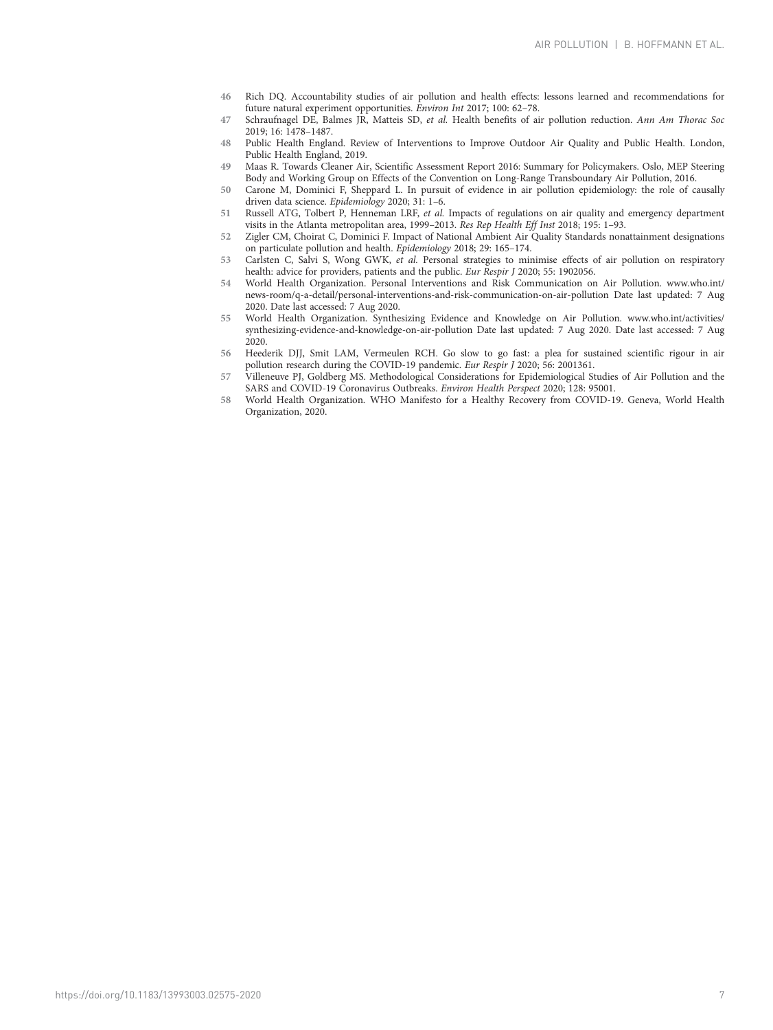46 Rich DQ. Accountability studies of air pollution and health effects: lessons learned and recommendations for future natural experiment opportunities. *Environ Int* 2017; 100: 62–78.

47 Schraufnagel DE, Balmes JR, Matteis SD, *et al.* Health benefits of air pollution reduction. *Ann Am Thorac Soc* 2019; 16: 1478–1487.

48 Public Health England. Review of Interventions to Improve Outdoor Air Quality and Public Health. London, Public Health England, 2019.

49 Maas R. Towards Cleaner Air, Scientific Assessment Report 2016: Summary for Policymakers. Oslo, MEP Steering Body and Working Group on Effects of the Convention on Long-Range Transboundary Air Pollution, 2016.

50 Carone M, Dominici F, Sheppard L. In pursuit of evidence in air pollution epidemiology: the role of causally driven data science. *Epidemiology* 2020; 31: 1–6.

51 Russell ATG, Tolbert P, Henneman LRF, *et al.* Impacts of regulations on air quality and emergency department visits in the Atlanta metropolitan area, 1999–2013. *Res Rep Health Eff Inst* 2018; 195: 1–93.

52 Zigler CM, Choirat C, Dominici F. Impact of National Ambient Air Quality Standards nonattainment designations on particulate pollution and health. *Epidemiology* 2018; 29: 165–174.

53 Carlsten C, Salvi S, Wong GWK, *et al.* Personal strategies to minimise effects of air pollution on respiratory health: advice for providers, patients and the public. *Eur Respir J* 2020; 55: 1902056.

54 World Health Organization. Personal Interventions and Risk Communication on Air Pollution. www.who.int/news-room/q-a-detail/personal-interventions-and-risk-communication-on-air-pollution Date last updated: 7 Aug 2020. Date last accessed: 7 Aug 2020.

55 World Health Organization. Synthesizing Evidence and Knowledge on Air Pollution. www.who.int/activities/synthesizing-evidence-and-knowledge-on-air-pollution Date last updated: 7 Aug 2020. Date last accessed: 7 Aug 2020.

56 Heederik DJJ, Smit LAM, Vermeulen RCH. Go slow to go fast: a plea for sustained scientific rigour in air pollution research during the COVID-19 pandemic. *Eur Respir J* 2020; 56: 2001361.

57 Villeneuve PJ, Goldberg MS. Methodological Considerations for Epidemiological Studies of Air Pollution and the SARS and COVID-19 Coronavirus Outbreaks. *Environ Health Perspect* 2020; 128: 95001.

58 World Health Organization. WHO Manifesto for a Healthy Recovery from COVID-19. Geneva, World Health Organization, 2020.